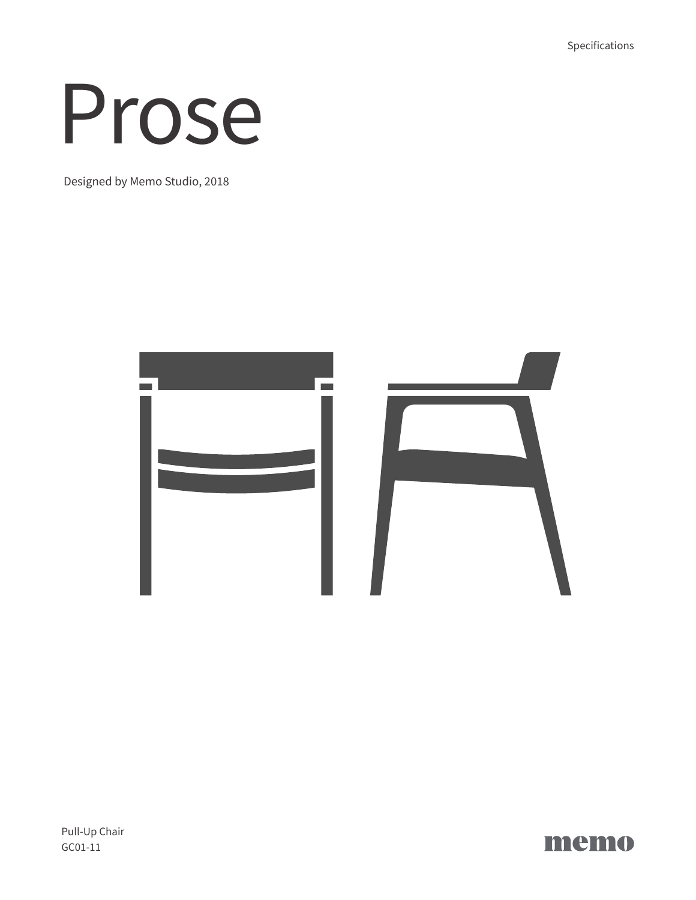Specifications

# Prose

Designed by Memo Studio, 2018

Pull-Up Chair
GC01-11

memo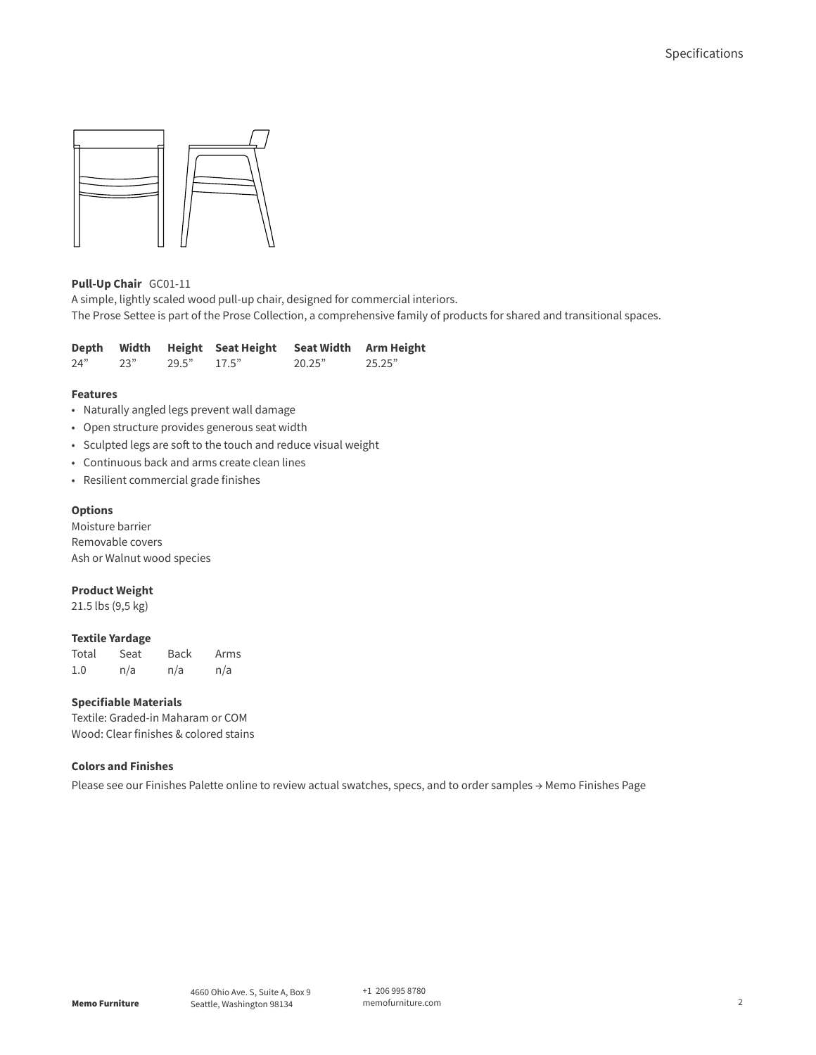**Pull-Up Chair** GC01-11

A simple, lightly scaled wood pull-up chair, designed for commercial interiors.
The Prose Settee is part of the Prose Collection, a comprehensive family of products for shared and transitional spaces.

| Depth | Width | Height | Seat Height | Seat Width | Arm Height |
|---|---|---|---|---|---|
| 24” | 23” | 29.5” | 17.5” | 20.25” | 25.25” |

**Features**

- Naturally angled legs prevent wall damage
- Open structure provides generous seat width
- Sculpted legs are soft to the touch and reduce visual weight
- Continuous back and arms create clean lines
- Resilient commercial grade finishes

**Options**

Moisture barrier
Removable covers
Ash or Walnut wood species

**Product Weight**

21.5 lbs (9,5 kg)

**Textile Yardage**

| Total | Seat | Back | Arms |
|---|---|---|---|
| 1.0 | n/a | n/a | n/a |

**Specifiable Materials**

Textile: Graded-in Maharam or COM
Wood: Clear finishes & colored stains

**Colors and Finishes**

Please see our Finishes Palette online to review actual swatches, specs, and to order samples → Memo Finishes Page

**Memo Furniture** 4660 Ohio Ave. S, Suite A, Box 9 Seattle, Washington 98134 +1 206 995 8780 memofurniture.com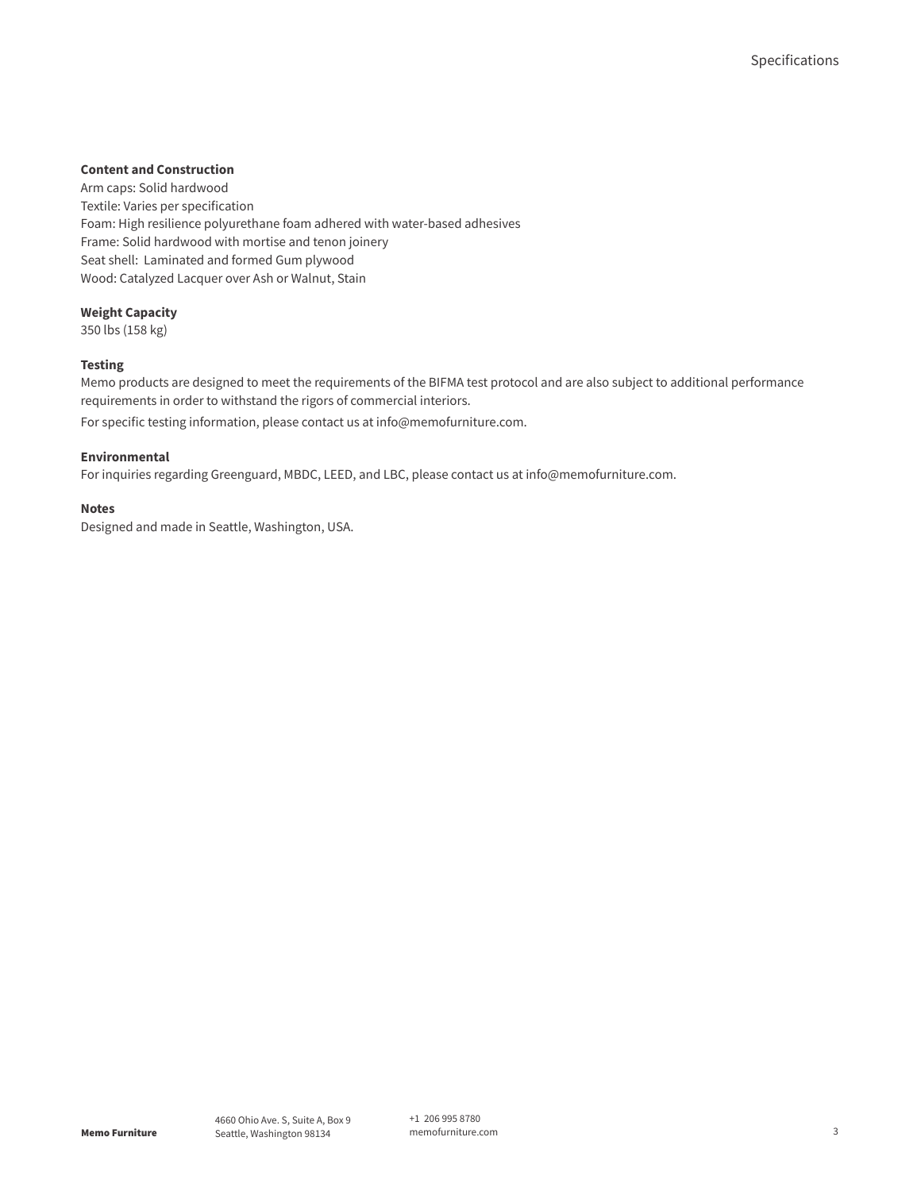**Content and Construction**

Arm caps: Solid hardwood
Textile: Varies per specification
Foam: High resilience polyurethane foam adhered with water-based adhesives
Frame: Solid hardwood with mortise and tenon joinery
Seat shell: Laminated and formed Gum plywood
Wood: Catalyzed Lacquer over Ash or Walnut, Stain

**Weight Capacity**

350 lbs (158 kg)

**Testing**

Memo products are designed to meet the requirements of the BIFMA test protocol and are also subject to additional performance requirements in order to withstand the rigors of commercial interiors.

For specific testing information, please contact us at info@memofurniture.com.

**Environmental**

For inquiries regarding Greenguard, MBDC, LEED, and LBC, please contact us at info@memofurniture.com.

**Notes**

Designed and made in Seattle, Washington, USA.